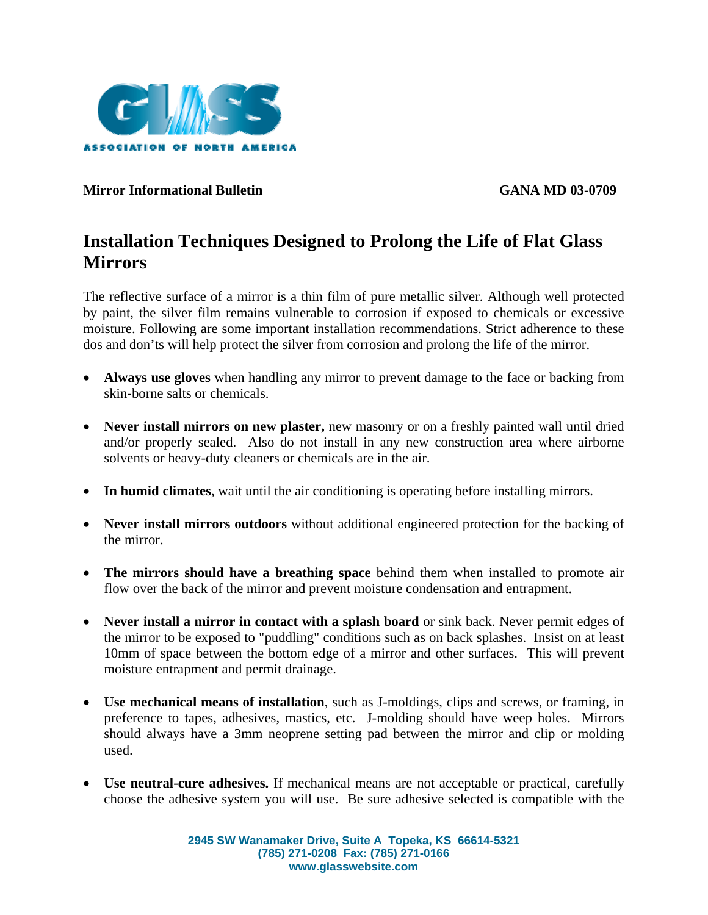**Mirror Informational Bulletin** **GANA MD 03-0709**

# Installation Techniques Designed to Prolong the Life of Flat Glass Mirrors

The reflective surface of a mirror is a thin film of pure metallic silver. Although well protected by paint, the silver film remains vulnerable to corrosion if exposed to chemicals or excessive moisture. Following are some important installation recommendations. Strict adherence to these dos and don'ts will help protect the silver from corrosion and prolong the life of the mirror.

- **Always use gloves** when handling any mirror to prevent damage to the face or backing from skin-borne salts or chemicals.
- **Never install mirrors on new plaster,** new masonry or on a freshly painted wall until dried and/or properly sealed. Also do not install in any new construction area where airborne solvents or heavy-duty cleaners or chemicals are in the air.
- **In humid climates**, wait until the air conditioning is operating before installing mirrors.
- **Never install mirrors outdoors** without additional engineered protection for the backing of the mirror.
- **The mirrors should have a breathing space** behind them when installed to promote air flow over the back of the mirror and prevent moisture condensation and entrapment.
- **Never install a mirror in contact with a splash board** or sink back. Never permit edges of the mirror to be exposed to "puddling" conditions such as on back splashes. Insist on at least 10mm of space between the bottom edge of a mirror and other surfaces. This will prevent moisture entrapment and permit drainage.
- **Use mechanical means of installation**, such as J-moldings, clips and screws, or framing, in preference to tapes, adhesives, mastics, etc. J-molding should have weep holes. Mirrors should always have a 3mm neoprene setting pad between the mirror and clip or molding used.
- **Use neutral-cure adhesives.** If mechanical means are not acceptable or practical, carefully choose the adhesive system you will use. Be sure adhesive selected is compatible with the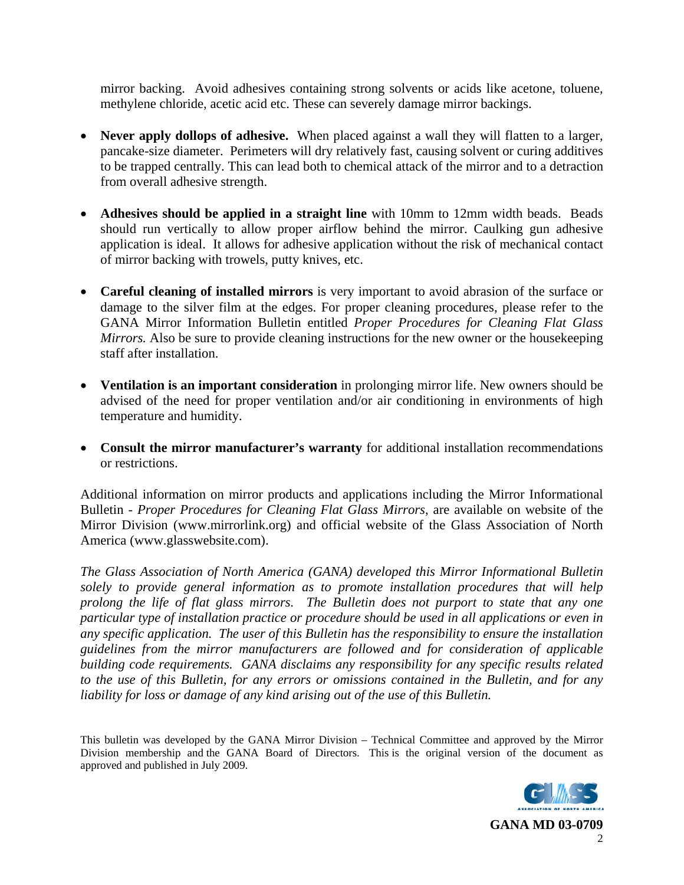mirror backing. Avoid adhesives containing strong solvents or acids like acetone, toluene, methylene chloride, acetic acid etc. These can severely damage mirror backings.

- **Never apply dollops of adhesive.** When placed against a wall they will flatten to a larger, pancake-size diameter. Perimeters will dry relatively fast, causing solvent or curing additives to be trapped centrally. This can lead both to chemical attack of the mirror and to a detraction from overall adhesive strength.

- **Adhesives should be applied in a straight line** with 10mm to 12mm width beads. Beads should run vertically to allow proper airflow behind the mirror. Caulking gun adhesive application is ideal. It allows for adhesive application without the risk of mechanical contact of mirror backing with trowels, putty knives, etc.

- **Careful cleaning of installed mirrors** is very important to avoid abrasion of the surface or damage to the silver film at the edges. For proper cleaning procedures, please refer to the GANA Mirror Information Bulletin entitled *Proper Procedures for Cleaning Flat Glass Mirrors.* Also be sure to provide cleaning instructions for the new owner or the housekeeping staff after installation.

- **Ventilation is an important consideration** in prolonging mirror life. New owners should be advised of the need for proper ventilation and/or air conditioning in environments of high temperature and humidity.

- **Consult the mirror manufacturer's warranty** for additional installation recommendations or restrictions.

Additional information on mirror products and applications including the Mirror Informational Bulletin - *Proper Procedures for Cleaning Flat Glass Mirrors*, are available on website of the Mirror Division (www.mirrorlink.org) and official website of the Glass Association of North America (www.glasswebsite.com).

*The Glass Association of North America (GANA) developed this Mirror Informational Bulletin solely to provide general information as to promote installation procedures that will help prolong the life of flat glass mirrors. The Bulletin does not purport to state that any one particular type of installation practice or procedure should be used in all applications or even in any specific application. The user of this Bulletin has the responsibility to ensure the installation guidelines from the mirror manufacturers are followed and for consideration of applicable building code requirements. GANA disclaims any responsibility for any specific results related to the use of this Bulletin, for any errors or omissions contained in the Bulletin, and for any liability for loss or damage of any kind arising out of the use of this Bulletin.*

This bulletin was developed by the GANA Mirror Division – Technical Committee and approved by the Mirror Division membership and the GANA Board of Directors. This is the original version of the document as approved and published in July 2009.

**GANA MD 03-0709**